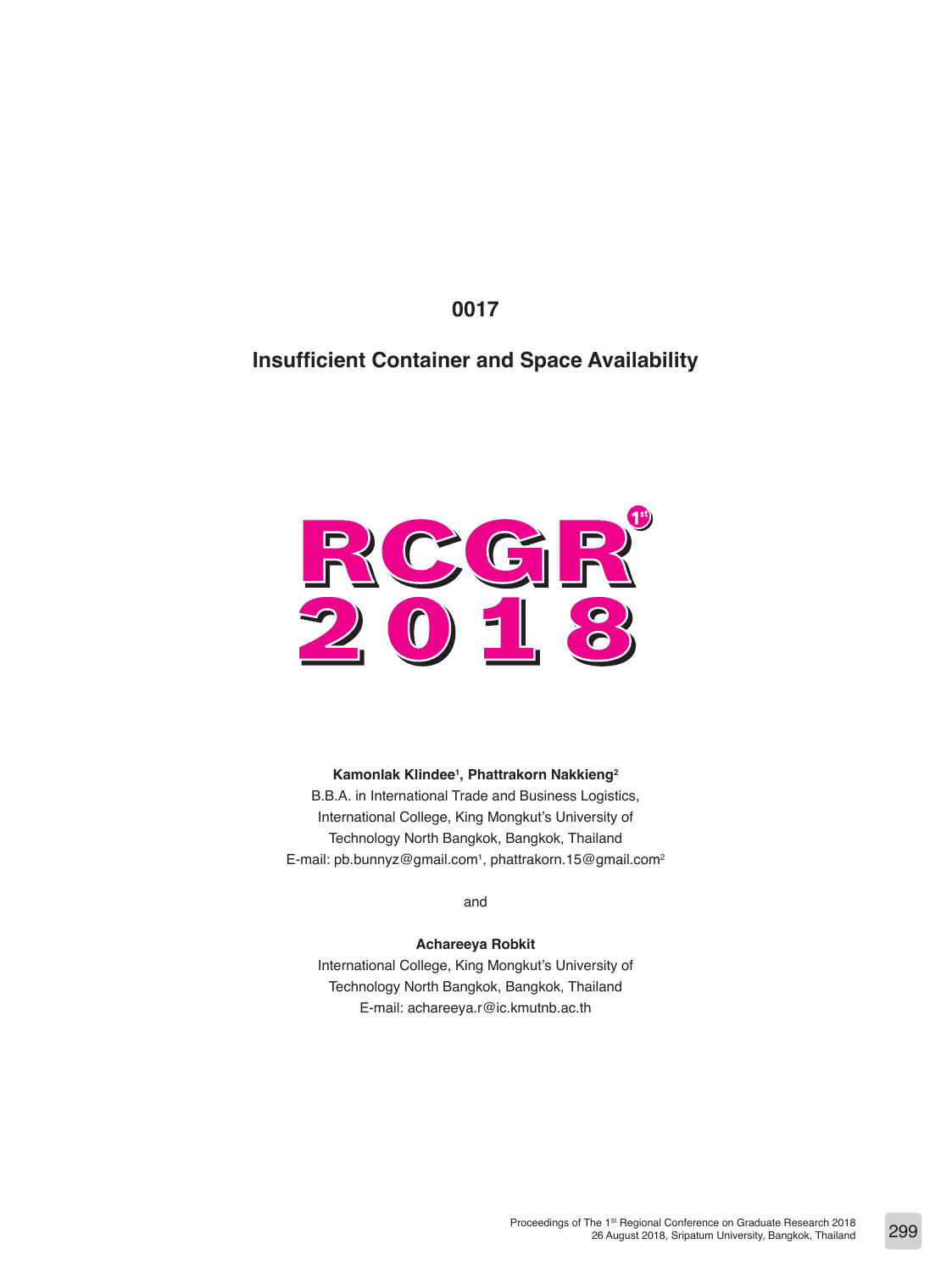0017

# Insufficient Container and Space Availability

RCGR 1st 2018

**Kamonlak Klindee[1], Phattrakorn Nakkieng[2]**

B.B.A. in International Trade and Business Logistics,
International College, King Mongkut's University of
Technology North Bangkok, Bangkok, Thailand
E-mail: pb.bunnyz@gmail.com[1], phattrakorn.15@gmail.com[2]

and

**Achareeya Robkit**

International College, King Mongkut's University of
Technology North Bangkok, Bangkok, Thailand
E-mail: achareeya.r@ic.kmutnb.ac.th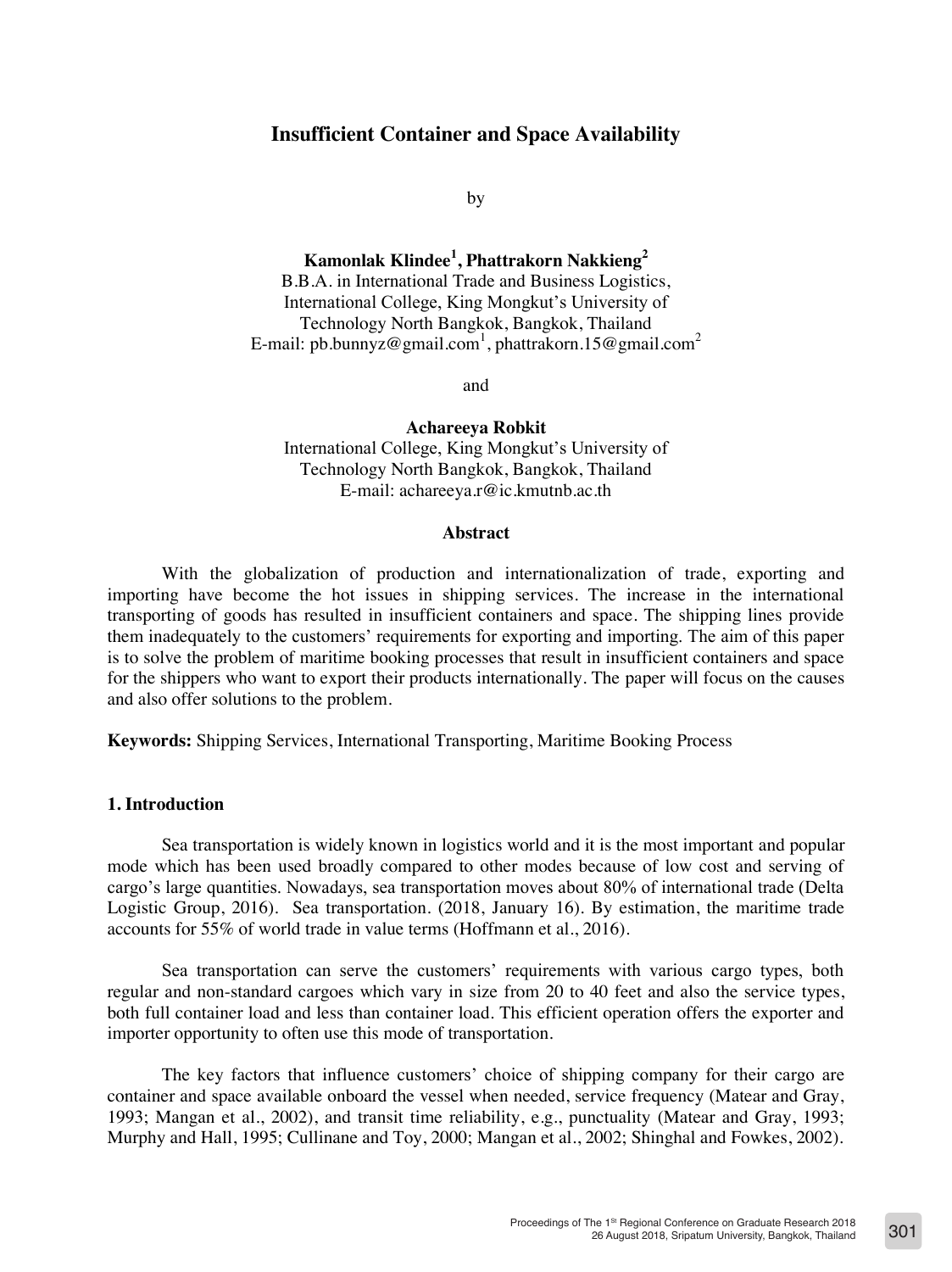# Insufficient Container and Space Availability

by

**Kamonlak Klindee[1], Phattrakorn Nakkieng[2]**
B.B.A. in International Trade and Business Logistics,
International College, King Mongkut's University of
Technology North Bangkok, Bangkok, Thailand
E-mail: pb.bunnyz@gmail.com[1], phattrakorn.15@gmail.com[2]

and

**Achareeya Robkit**
International College, King Mongkut's University of
Technology North Bangkok, Bangkok, Thailand
E-mail: achareeya.r@ic.kmutnb.ac.th

## Abstract

With the globalization of production and internationalization of trade, exporting and importing have become the hot issues in shipping services. The increase in the international transporting of goods has resulted in insufficient containers and space. The shipping lines provide them inadequately to the customers' requirements for exporting and importing. The aim of this paper is to solve the problem of maritime booking processes that result in insufficient containers and space for the shippers who want to export their products internationally. The paper will focus on the causes and also offer solutions to the problem.

**Keywords:** Shipping Services, International Transporting, Maritime Booking Process

## 1. Introduction

Sea transportation is widely known in logistics world and it is the most important and popular mode which has been used broadly compared to other modes because of low cost and serving of cargo's large quantities. Nowadays, sea transportation moves about 80% of international trade (Delta Logistic Group, 2016). Sea transportation. (2018, January 16). By estimation, the maritime trade accounts for 55% of world trade in value terms (Hoffmann et al., 2016).

Sea transportation can serve the customers' requirements with various cargo types, both regular and non-standard cargoes which vary in size from 20 to 40 feet and also the service types, both full container load and less than container load. This efficient operation offers the exporter and importer opportunity to often use this mode of transportation.

The key factors that influence customers' choice of shipping company for their cargo are container and space available onboard the vessel when needed, service frequency (Matear and Gray, 1993; Mangan et al., 2002), and transit time reliability, e.g., punctuality (Matear and Gray, 1993; Murphy and Hall, 1995; Cullinane and Toy, 2000; Mangan et al., 2002; Shinghal and Fowkes, 2002).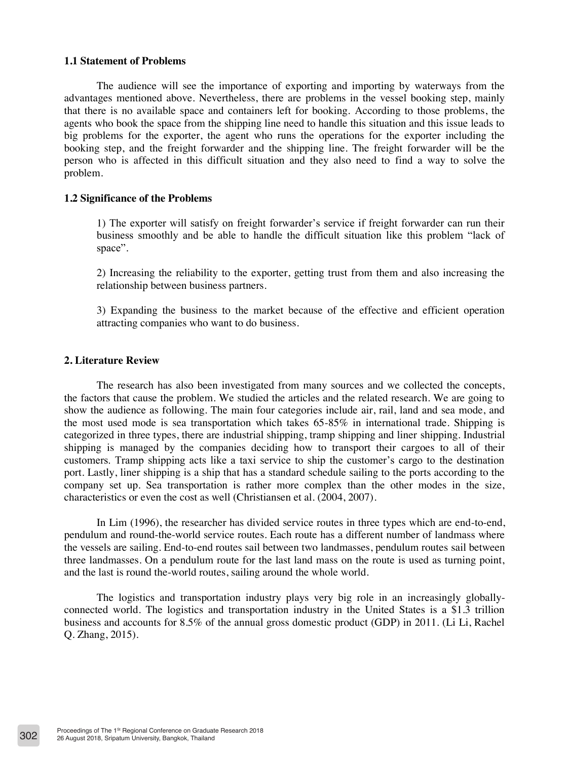### 1.1 Statement of Problems

The audience will see the importance of exporting and importing by waterways from the advantages mentioned above. Nevertheless, there are problems in the vessel booking step, mainly that there is no available space and containers left for booking. According to those problems, the agents who book the space from the shipping line need to handle this situation and this issue leads to big problems for the exporter, the agent who runs the operations for the exporter including the booking step, and the freight forwarder and the shipping line. The freight forwarder will be the person who is affected in this difficult situation and they also need to find a way to solve the problem.

### 1.2 Significance of the Problems

1) The exporter will satisfy on freight forwarder's service if freight forwarder can run their business smoothly and be able to handle the difficult situation like this problem "lack of space".

2) Increasing the reliability to the exporter, getting trust from them and also increasing the relationship between business partners.

3) Expanding the business to the market because of the effective and efficient operation attracting companies who want to do business.

## 2. Literature Review

The research has also been investigated from many sources and we collected the concepts, the factors that cause the problem. We studied the articles and the related research. We are going to show the audience as following. The main four categories include air, rail, land and sea mode, and the most used mode is sea transportation which takes 65-85% in international trade. Shipping is categorized in three types, there are industrial shipping, tramp shipping and liner shipping. Industrial shipping is managed by the companies deciding how to transport their cargoes to all of their customers. Tramp shipping acts like a taxi service to ship the customer's cargo to the destination port. Lastly, liner shipping is a ship that has a standard schedule sailing to the ports according to the company set up. Sea transportation is rather more complex than the other modes in the size, characteristics or even the cost as well (Christiansen et al. (2004, 2007).

In Lim (1996), the researcher has divided service routes in three types which are end-to-end, pendulum and round-the-world service routes. Each route has a different number of landmass where the vessels are sailing. End-to-end routes sail between two landmasses, pendulum routes sail between three landmasses. On a pendulum route for the last land mass on the route is used as turning point, and the last is round the-world routes, sailing around the whole world.

The logistics and transportation industry plays very big role in an increasingly globally-connected world. The logistics and transportation industry in the United States is a $1.3 trillion business and accounts for 8.5% of the annual gross domestic product (GDP) in 2011. (Li Li, Rachel Q. Zhang, 2015).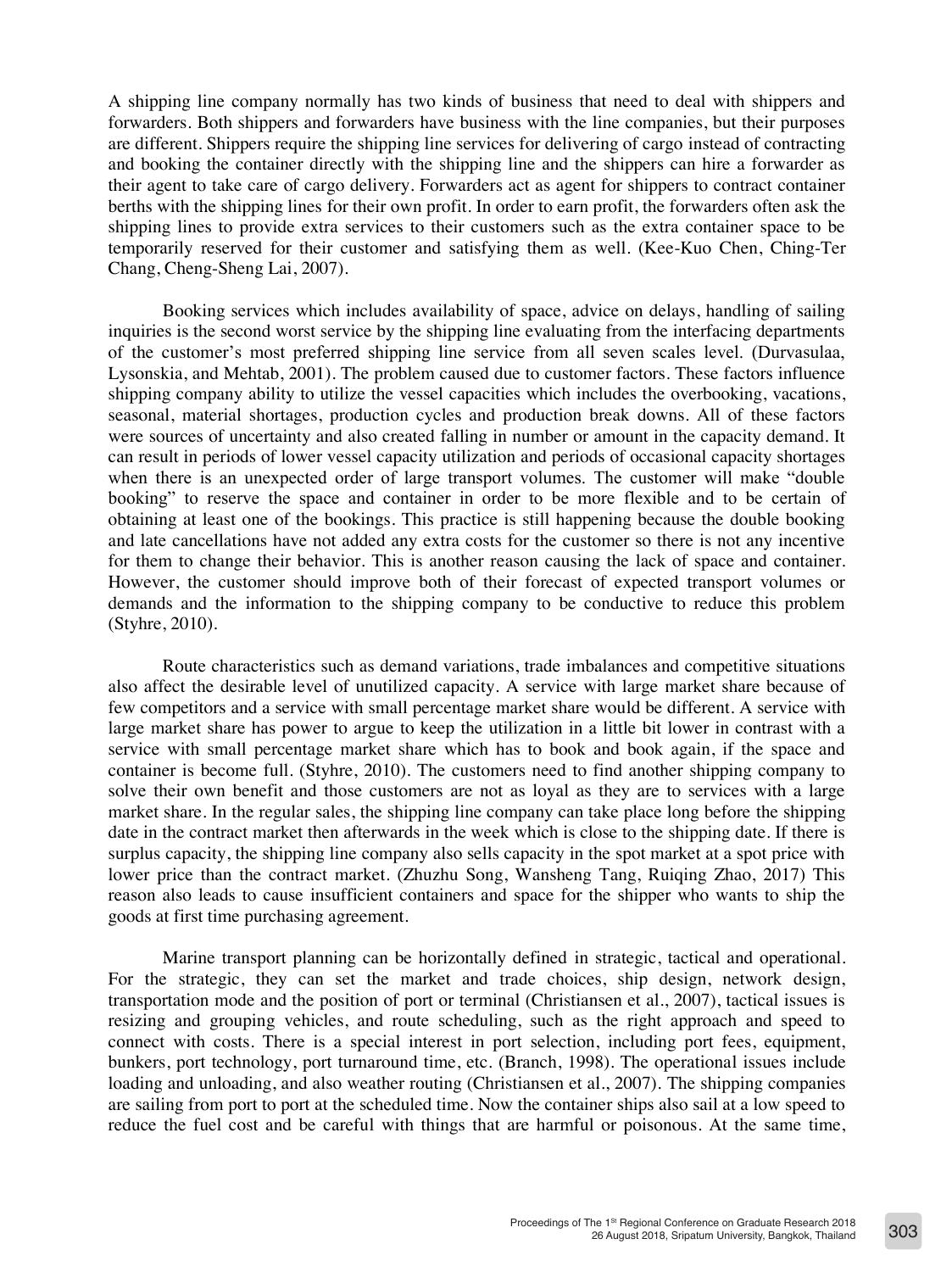A shipping line company normally has two kinds of business that need to deal with shippers and forwarders. Both shippers and forwarders have business with the line companies, but their purposes are different. Shippers require the shipping line services for delivering of cargo instead of contracting and booking the container directly with the shipping line and the shippers can hire a forwarder as their agent to take care of cargo delivery. Forwarders act as agent for shippers to contract container berths with the shipping lines for their own profit. In order to earn profit, the forwarders often ask the shipping lines to provide extra services to their customers such as the extra container space to be temporarily reserved for their customer and satisfying them as well. (Kee-Kuo Chen, Ching-Ter Chang, Cheng-Sheng Lai, 2007).

Booking services which includes availability of space, advice on delays, handling of sailing inquiries is the second worst service by the shipping line evaluating from the interfacing departments of the customer's most preferred shipping line service from all seven scales level. (Durvasulaa, Lysonskia, and Mehtab, 2001). The problem caused due to customer factors. These factors influence shipping company ability to utilize the vessel capacities which includes the overbooking, vacations, seasonal, material shortages, production cycles and production break downs. All of these factors were sources of uncertainty and also created falling in number or amount in the capacity demand. It can result in periods of lower vessel capacity utilization and periods of occasional capacity shortages when there is an unexpected order of large transport volumes. The customer will make "double booking" to reserve the space and container in order to be more flexible and to be certain of obtaining at least one of the bookings. This practice is still happening because the double booking and late cancellations have not added any extra costs for the customer so there is not any incentive for them to change their behavior. This is another reason causing the lack of space and container. However, the customer should improve both of their forecast of expected transport volumes or demands and the information to the shipping company to be conductive to reduce this problem (Styhre, 2010).

Route characteristics such as demand variations, trade imbalances and competitive situations also affect the desirable level of unutilized capacity. A service with large market share because of few competitors and a service with small percentage market share would be different. A service with large market share has power to argue to keep the utilization in a little bit lower in contrast with a service with small percentage market share which has to book and book again, if the space and container is become full. (Styhre, 2010). The customers need to find another shipping company to solve their own benefit and those customers are not as loyal as they are to services with a large market share. In the regular sales, the shipping line company can take place long before the shipping date in the contract market then afterwards in the week which is close to the shipping date. If there is surplus capacity, the shipping line company also sells capacity in the spot market at a spot price with lower price than the contract market. (Zhuzhu Song, Wansheng Tang, Ruiqing Zhao, 2017) This reason also leads to cause insufficient containers and space for the shipper who wants to ship the goods at first time purchasing agreement.

Marine transport planning can be horizontally defined in strategic, tactical and operational. For the strategic, they can set the market and trade choices, ship design, network design, transportation mode and the position of port or terminal (Christiansen et al., 2007), tactical issues is resizing and grouping vehicles, and route scheduling, such as the right approach and speed to connect with costs. There is a special interest in port selection, including port fees, equipment, bunkers, port technology, port turnaround time, etc. (Branch, 1998). The operational issues include loading and unloading, and also weather routing (Christiansen et al., 2007). The shipping companies are sailing from port to port at the scheduled time. Now the container ships also sail at a low speed to reduce the fuel cost and be careful with things that are harmful or poisonous. At the same time,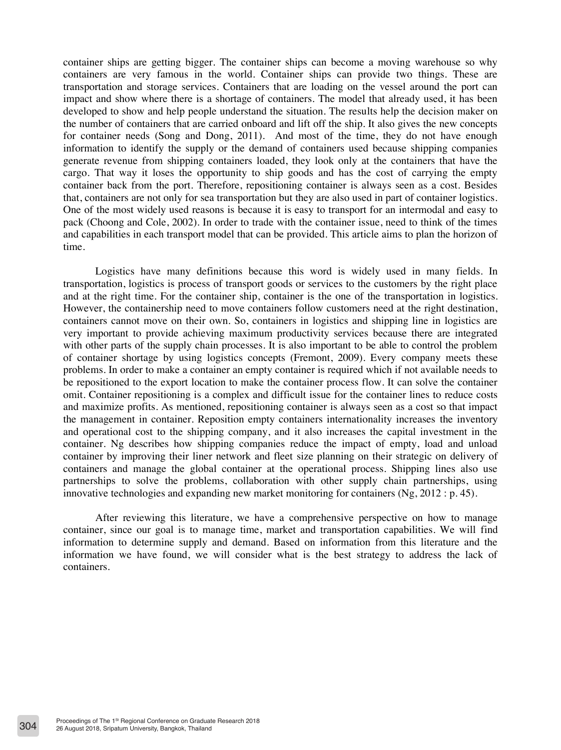container ships are getting bigger. The container ships can become a moving warehouse so why containers are very famous in the world. Container ships can provide two things. These are transportation and storage services. Containers that are loading on the vessel around the port can impact and show where there is a shortage of containers. The model that already used, it has been developed to show and help people understand the situation. The results help the decision maker on the number of containers that are carried onboard and lift off the ship. It also gives the new concepts for container needs (Song and Dong, 2011). And most of the time, they do not have enough information to identify the supply or the demand of containers used because shipping companies generate revenue from shipping containers loaded, they look only at the containers that have the cargo. That way it loses the opportunity to ship goods and has the cost of carrying the empty container back from the port. Therefore, repositioning container is always seen as a cost. Besides that, containers are not only for sea transportation but they are also used in part of container logistics. One of the most widely used reasons is because it is easy to transport for an intermodal and easy to pack (Choong and Cole, 2002). In order to trade with the container issue, need to think of the times and capabilities in each transport model that can be provided. This article aims to plan the horizon of time.

Logistics have many definitions because this word is widely used in many fields. In transportation, logistics is process of transport goods or services to the customers by the right place and at the right time. For the container ship, container is the one of the transportation in logistics. However, the containership need to move containers follow customers need at the right destination, containers cannot move on their own. So, containers in logistics and shipping line in logistics are very important to provide achieving maximum productivity services because there are integrated with other parts of the supply chain processes. It is also important to be able to control the problem of container shortage by using logistics concepts (Fremont, 2009). Every company meets these problems. In order to make a container an empty container is required which if not available needs to be repositioned to the export location to make the container process flow. It can solve the container omit. Container repositioning is a complex and difficult issue for the container lines to reduce costs and maximize profits. As mentioned, repositioning container is always seen as a cost so that impact the management in container. Reposition empty containers internationality increases the inventory and operational cost to the shipping company, and it also increases the capital investment in the container. Ng describes how shipping companies reduce the impact of empty, load and unload container by improving their liner network and fleet size planning on their strategic on delivery of containers and manage the global container at the operational process. Shipping lines also use partnerships to solve the problems, collaboration with other supply chain partnerships, using innovative technologies and expanding new market monitoring for containers (Ng, 2012 : p. 45).

After reviewing this literature, we have a comprehensive perspective on how to manage container, since our goal is to manage time, market and transportation capabilities. We will find information to determine supply and demand. Based on information from this literature and the information we have found, we will consider what is the best strategy to address the lack of containers.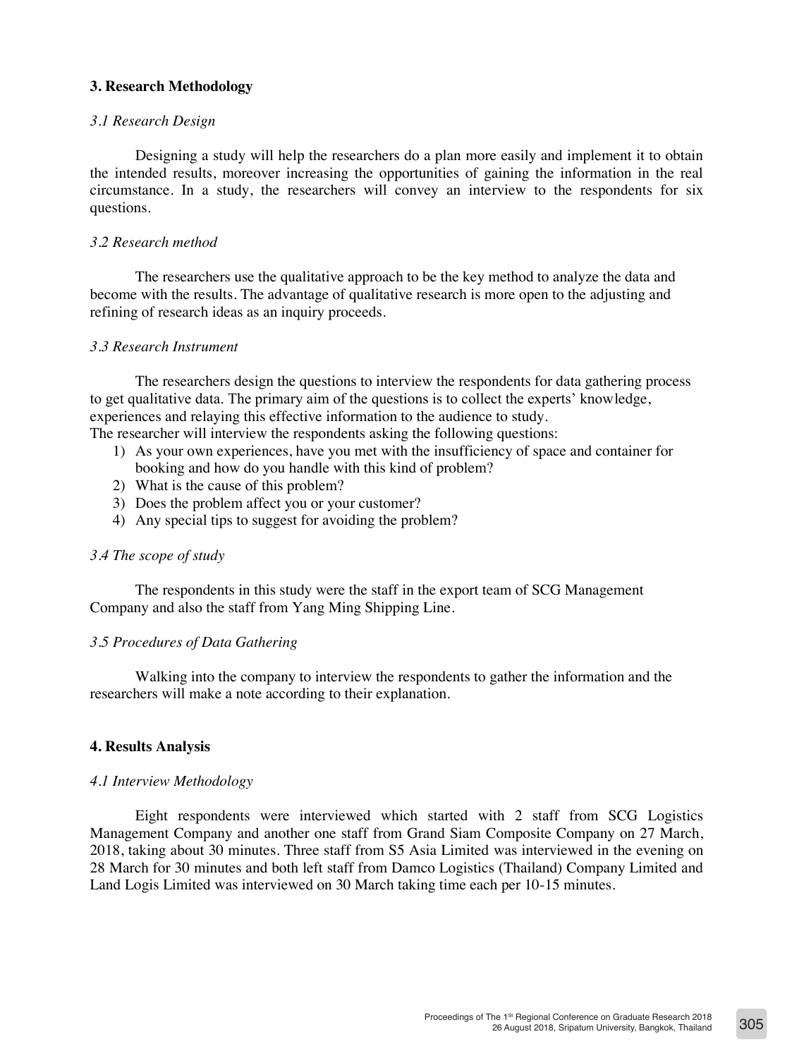## 3. Research Methodology

### *3.1 Research Design*

Designing a study will help the researchers do a plan more easily and implement it to obtain the intended results, moreover increasing the opportunities of gaining the information in the real circumstance. In a study, the researchers will convey an interview to the respondents for six questions.

### *3.2 Research method*

The researchers use the qualitative approach to be the key method to analyze the data and become with the results. The advantage of qualitative research is more open to the adjusting and refining of research ideas as an inquiry proceeds.

### *3.3 Research Instrument*

The researchers design the questions to interview the respondents for data gathering process to get qualitative data. The primary aim of the questions is to collect the experts' knowledge, experiences and relaying this effective information to the audience to study.
The researcher will interview the respondents asking the following questions:

1) As your own experiences, have you met with the insufficiency of space and container for booking and how do you handle with this kind of problem?
2) What is the cause of this problem?
3) Does the problem affect you or your customer?
4) Any special tips to suggest for avoiding the problem?

### *3.4 The scope of study*

The respondents in this study were the staff in the export team of SCG Management Company and also the staff from Yang Ming Shipping Line.

### *3.5 Procedures of Data Gathering*

Walking into the company to interview the respondents to gather the information and the researchers will make a note according to their explanation.

## 4. Results Analysis

### *4.1 Interview Methodology*

Eight respondents were interviewed which started with 2 staff from SCG Logistics Management Company and another one staff from Grand Siam Composite Company on 27 March, 2018, taking about 30 minutes. Three staff from S5 Asia Limited was interviewed in the evening on 28 March for 30 minutes and both left staff from Damco Logistics (Thailand) Company Limited and Land Logis Limited was interviewed on 30 March taking time each per 10-15 minutes.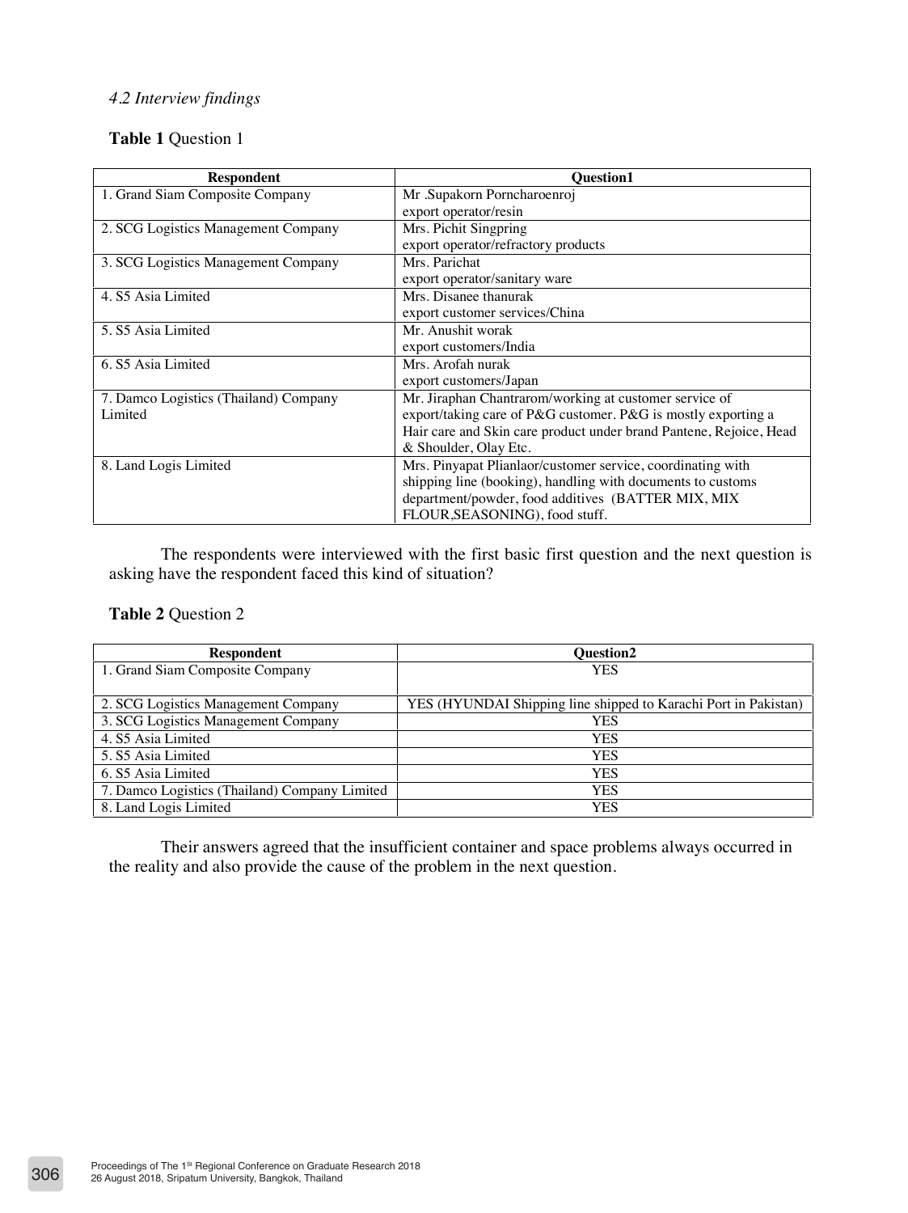*4.2 Interview findings*

**Table 1** Question 1

| Respondent | Question1 |
|---|---|
| 1. Grand Siam Composite Company | Mr .Supakorn Porncharoenroj export operator/resin |
| 2. SCG Logistics Management Company | Mrs. Pichit Singpring export operator/refractory products |
| 3. SCG Logistics Management Company | Mrs. Parichat export operator/sanitary ware |
| 4. S5 Asia Limited | Mrs. Disanee thanurak export customer services/China |
| 5. S5 Asia Limited | Mr. Anushit worak export customers/India |
| 6. S5 Asia Limited | Mrs. Arofah nurak export customers/Japan |
| 7. Damco Logistics (Thailand) Company Limited | Mr. Jiraphan Chantrarom/working at customer service of export/taking care of P&G customer. P&G is mostly exporting a Hair care and Skin care product under brand Pantene, Rejoice, Head & Shoulder, Olay Etc. |
| 8. Land Logis Limited | Mrs. Pinyapat Plianlaor/customer service, coordinating with shipping line (booking), handling with documents to customs department/powder, food additives (BATTER MIX, MIX FLOUR,SEASONING), food stuff. |

The respondents were interviewed with the first basic first question and the next question is asking have the respondent faced this kind of situation?

**Table 2** Question 2

| Respondent | Question2 |
|---|---|
| 1. Grand Siam Composite Company | YES |
| 2. SCG Logistics Management Company | YES (HYUNDAI Shipping line shipped to Karachi Port in Pakistan) |
| 3. SCG Logistics Management Company | YES |
| 4. S5 Asia Limited | YES |
| 5. S5 Asia Limited | YES |
| 6. S5 Asia Limited | YES |
| 7. Damco Logistics (Thailand) Company Limited | YES |
| 8. Land Logis Limited | YES |

Their answers agreed that the insufficient container and space problems always occurred in the reality and also provide the cause of the problem in the next question.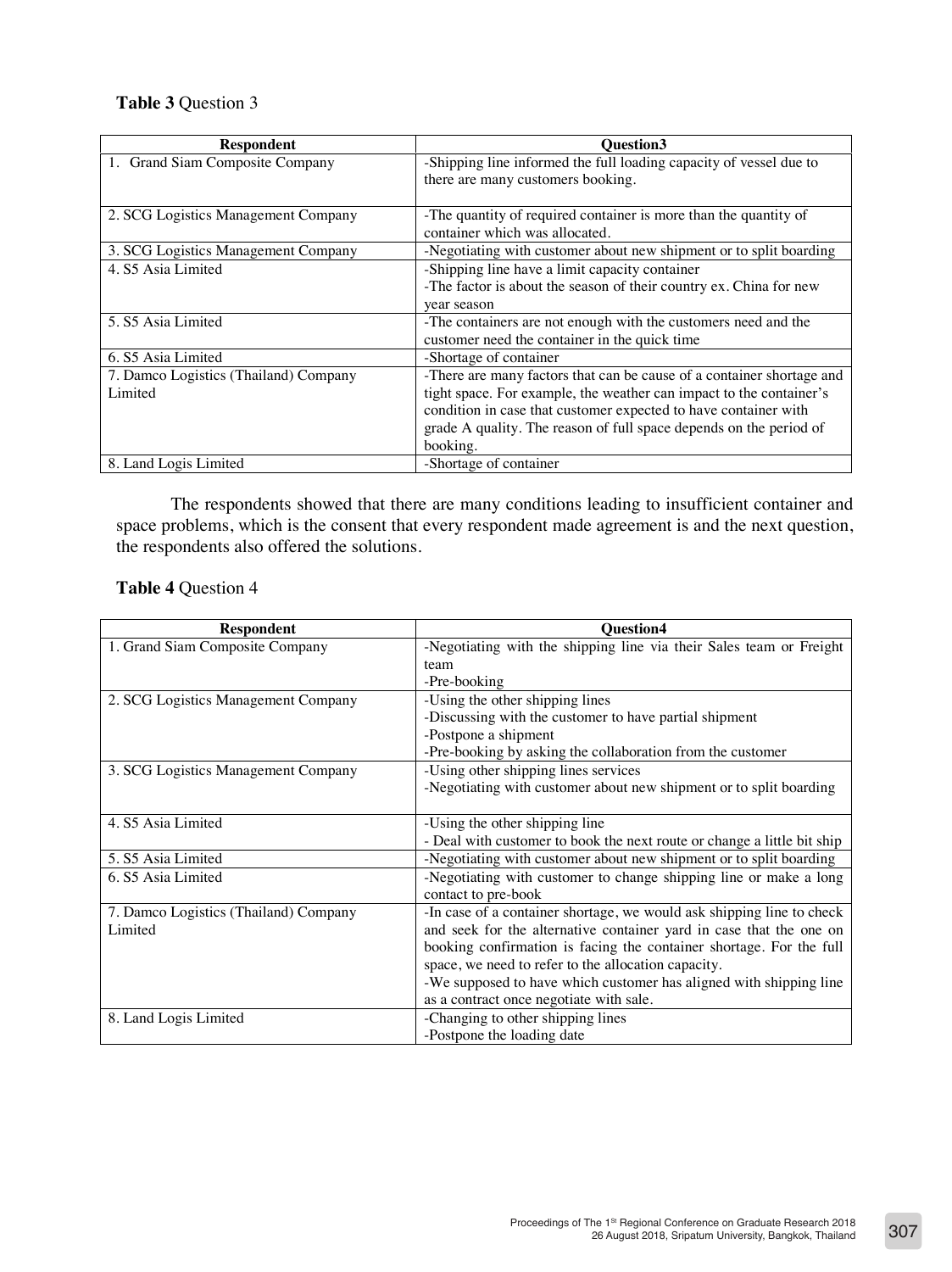**Table 3** Question 3

| Respondent | Question3 |
|---|---|
| 1. Grand Siam Composite Company | -Shipping line informed the full loading capacity of vessel due to there are many customers booking. |
| 2. SCG Logistics Management Company | -The quantity of required container is more than the quantity of container which was allocated. |
| 3. SCG Logistics Management Company | -Negotiating with customer about new shipment or to split boarding |
| 4. S5 Asia Limited | -Shipping line have a limit capacity container<br>-The factor is about the season of their country ex. China for new year season |
| 5. S5 Asia Limited | -The containers are not enough with the customers need and the customer need the container in the quick time |
| 6. S5 Asia Limited | -Shortage of container |
| 7. Damco Logistics (Thailand) Company Limited | -There are many factors that can be cause of a container shortage and tight space. For example, the weather can impact to the container's condition in case that customer expected to have container with grade A quality. The reason of full space depends on the period of booking. |
| 8. Land Logis Limited | -Shortage of container |

The respondents showed that there are many conditions leading to insufficient container and space problems, which is the consent that every respondent made agreement is and the next question, the respondents also offered the solutions.

**Table 4** Question 4

| Respondent | Question4 |
|---|---|
| 1. Grand Siam Composite Company | -Negotiating with the shipping line via their Sales team or Freight team<br>-Pre-booking |
| 2. SCG Logistics Management Company | -Using the other shipping lines<br>-Discussing with the customer to have partial shipment<br>-Postpone a shipment<br>-Pre-booking by asking the collaboration from the customer |
| 3. SCG Logistics Management Company | -Using other shipping lines services<br>-Negotiating with customer about new shipment or to split boarding |
| 4. S5 Asia Limited | -Using the other shipping line<br>- Deal with customer to book the next route or change a little bit ship |
| 5. S5 Asia Limited | -Negotiating with customer about new shipment or to split boarding |
| 6. S5 Asia Limited | -Negotiating with customer to change shipping line or make a long contact to pre-book |
| 7. Damco Logistics (Thailand) Company Limited | -In case of a container shortage, we would ask shipping line to check and seek for the alternative container yard in case that the one on booking confirmation is facing the container shortage. For the full space, we need to refer to the allocation capacity.<br>-We supposed to have which customer has aligned with shipping line as a contract once negotiate with sale. |
| 8. Land Logis Limited | -Changing to other shipping lines<br>-Postpone the loading date |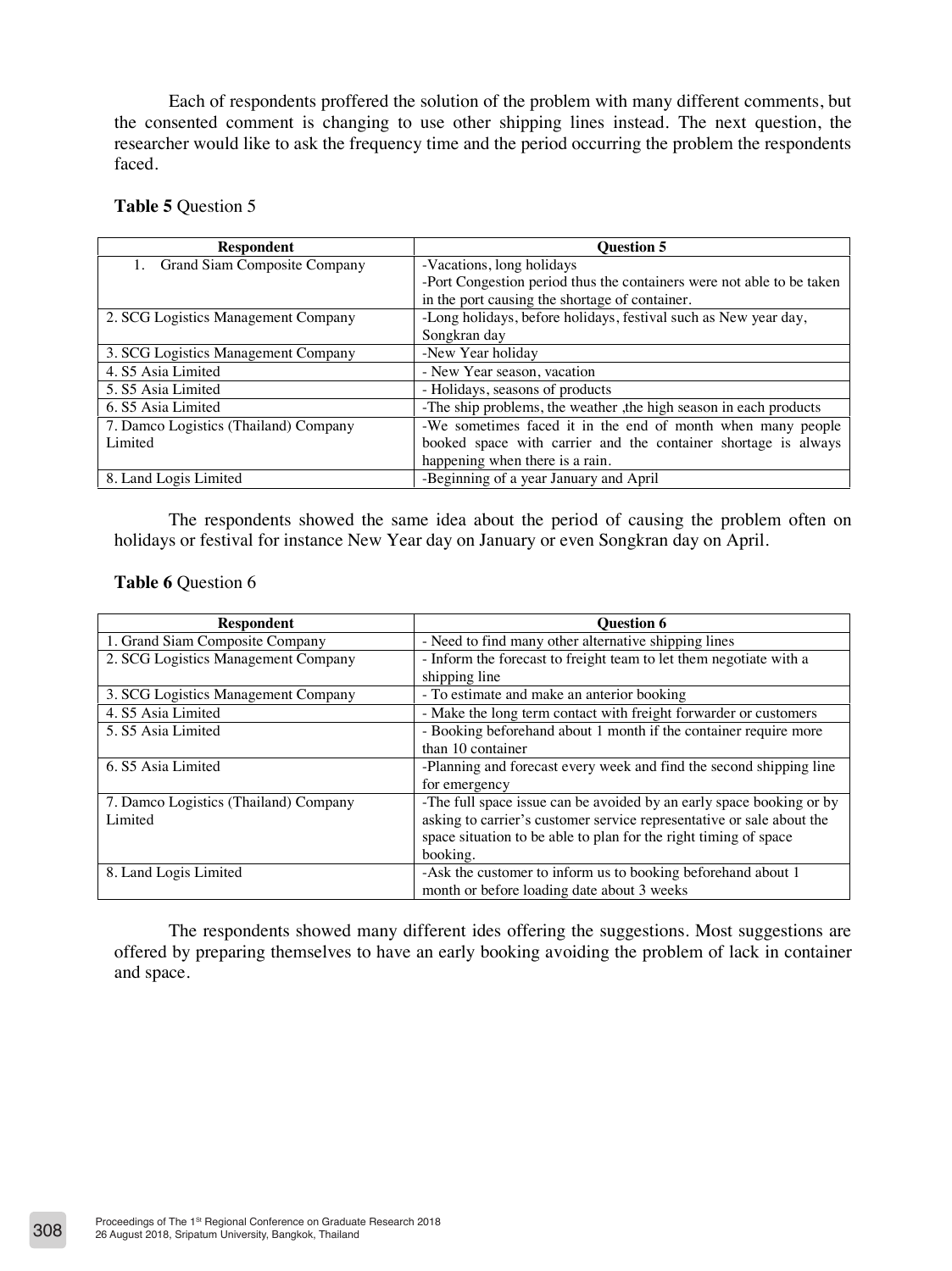Each of respondents proffered the solution of the problem with many different comments, but the consented comment is changing to use other shipping lines instead. The next question, the researcher would like to ask the frequency time and the period occurring the problem the respondents faced.

**Table 5** Question 5

| Respondent | Question 5 |
|---|---|
| 1. Grand Siam Composite Company | -Vacations, long holidays<br>-Port Congestion period thus the containers were not able to be taken in the port causing the shortage of container. |
| 2. SCG Logistics Management Company | -Long holidays, before holidays, festival such as New year day, Songkran day |
| 3. SCG Logistics Management Company | -New Year holiday |
| 4. S5 Asia Limited | - New Year season, vacation |
| 5. S5 Asia Limited | - Holidays, seasons of products |
| 6. S5 Asia Limited | -The ship problems, the weather ,the high season in each products |
| 7. Damco Logistics (Thailand) Company Limited | -We sometimes faced it in the end of month when many people booked space with carrier and the container shortage is always happening when there is a rain. |
| 8. Land Logis Limited | -Beginning of a year January and April |

The respondents showed the same idea about the period of causing the problem often on holidays or festival for instance New Year day on January or even Songkran day on April.

**Table 6** Question 6

| Respondent | Question 6 |
|---|---|
| 1. Grand Siam Composite Company | - Need to find many other alternative shipping lines |
| 2. SCG Logistics Management Company | - Inform the forecast to freight team to let them negotiate with a shipping line |
| 3. SCG Logistics Management Company | - To estimate and make an anterior booking |
| 4. S5 Asia Limited | - Make the long term contact with freight forwarder or customers |
| 5. S5 Asia Limited | - Booking beforehand about 1 month if the container require more than 10 container |
| 6. S5 Asia Limited | -Planning and forecast every week and find the second shipping line for emergency |
| 7. Damco Logistics (Thailand) Company Limited | -The full space issue can be avoided by an early space booking or by asking to carrier's customer service representative or sale about the space situation to be able to plan for the right timing of space booking. |
| 8. Land Logis Limited | -Ask the customer to inform us to booking beforehand about 1 month or before loading date about 3 weeks |

The respondents showed many different ides offering the suggestions. Most suggestions are offered by preparing themselves to have an early booking avoiding the problem of lack in container and space.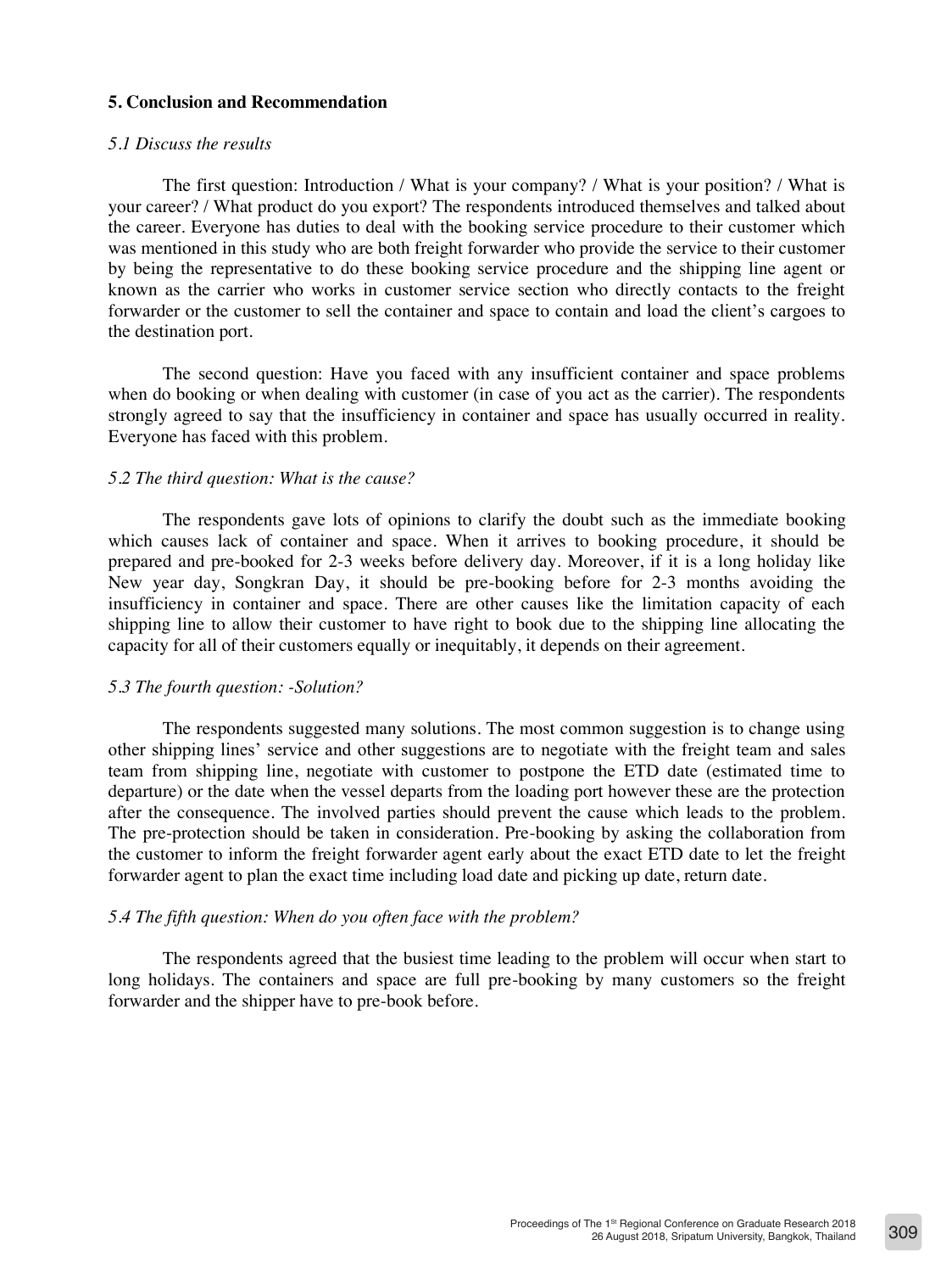## 5. Conclusion and Recommendation

### *5.1 Discuss the results*

The first question: Introduction / What is your company? / What is your position? / What is your career? / What product do you export? The respondents introduced themselves and talked about the career. Everyone has duties to deal with the booking service procedure to their customer which was mentioned in this study who are both freight forwarder who provide the service to their customer by being the representative to do these booking service procedure and the shipping line agent or known as the carrier who works in customer service section who directly contacts to the freight forwarder or the customer to sell the container and space to contain and load the client's cargoes to the destination port.

The second question: Have you faced with any insufficient container and space problems when do booking or when dealing with customer (in case of you act as the carrier). The respondents strongly agreed to say that the insufficiency in container and space has usually occurred in reality. Everyone has faced with this problem.

### *5.2 The third question: What is the cause?*

The respondents gave lots of opinions to clarify the doubt such as the immediate booking which causes lack of container and space. When it arrives to booking procedure, it should be prepared and pre-booked for 2-3 weeks before delivery day. Moreover, if it is a long holiday like New year day, Songkran Day, it should be pre-booking before for 2-3 months avoiding the insufficiency in container and space. There are other causes like the limitation capacity of each shipping line to allow their customer to have right to book due to the shipping line allocating the capacity for all of their customers equally or inequitably, it depends on their agreement.

### *5.3 The fourth question: -Solution?*

The respondents suggested many solutions. The most common suggestion is to change using other shipping lines' service and other suggestions are to negotiate with the freight team and sales team from shipping line, negotiate with customer to postpone the ETD date (estimated time to departure) or the date when the vessel departs from the loading port however these are the protection after the consequence. The involved parties should prevent the cause which leads to the problem. The pre-protection should be taken in consideration. Pre-booking by asking the collaboration from the customer to inform the freight forwarder agent early about the exact ETD date to let the freight forwarder agent to plan the exact time including load date and picking up date, return date.

### *5.4 The fifth question: When do you often face with the problem?*

The respondents agreed that the busiest time leading to the problem will occur when start to long holidays. The containers and space are full pre-booking by many customers so the freight forwarder and the shipper have to pre-book before.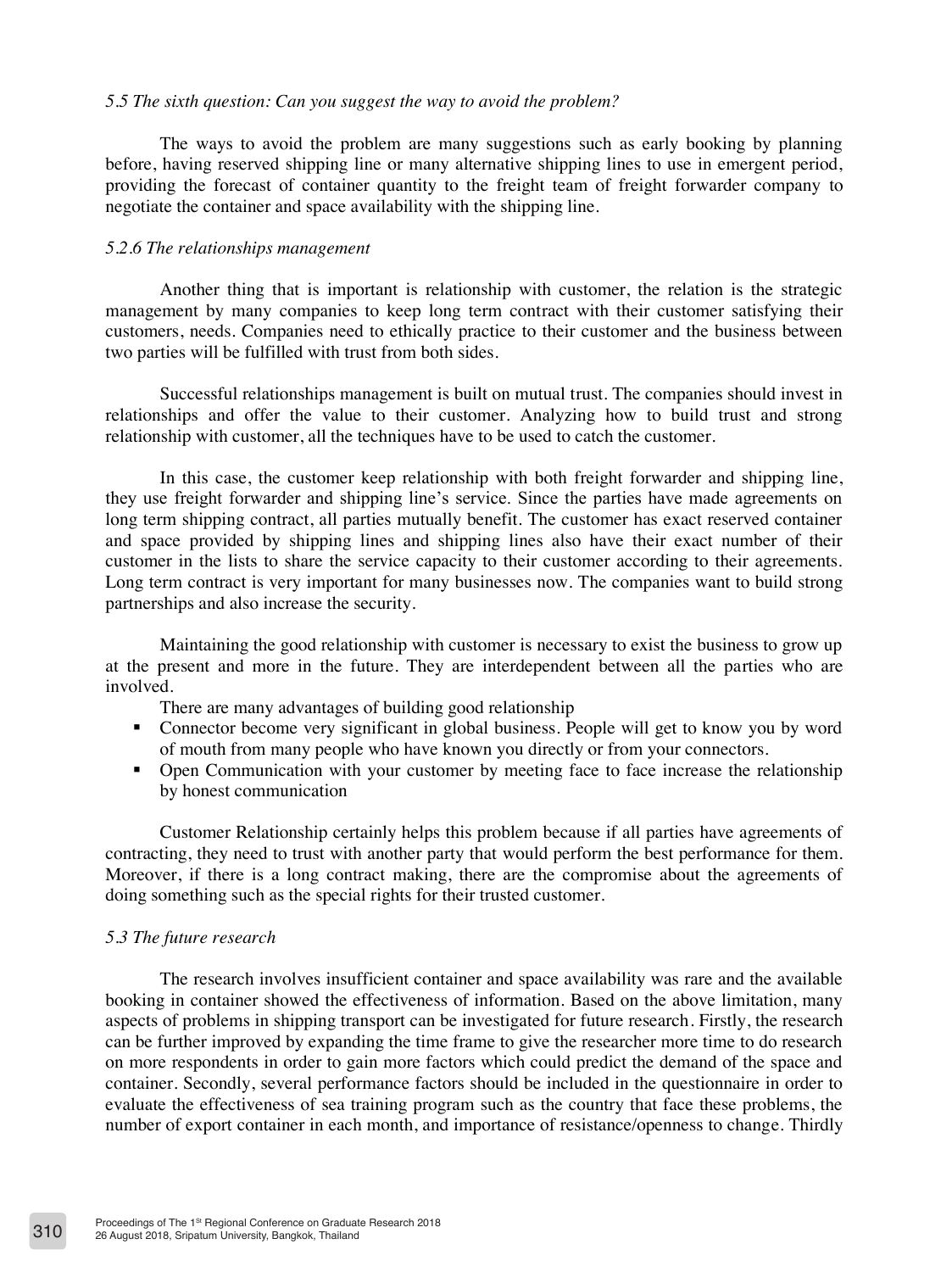*5.5 The sixth question: Can you suggest the way to avoid the problem?*

The ways to avoid the problem are many suggestions such as early booking by planning before, having reserved shipping line or many alternative shipping lines to use in emergent period, providing the forecast of container quantity to the freight team of freight forwarder company to negotiate the container and space availability with the shipping line.

*5.2.6 The relationships management*

Another thing that is important is relationship with customer, the relation is the strategic management by many companies to keep long term contract with their customer satisfying their customers, needs. Companies need to ethically practice to their customer and the business between two parties will be fulfilled with trust from both sides.

Successful relationships management is built on mutual trust. The companies should invest in relationships and offer the value to their customer. Analyzing how to build trust and strong relationship with customer, all the techniques have to be used to catch the customer.

In this case, the customer keep relationship with both freight forwarder and shipping line, they use freight forwarder and shipping line's service. Since the parties have made agreements on long term shipping contract, all parties mutually benefit. The customer has exact reserved container and space provided by shipping lines and shipping lines also have their exact number of their customer in the lists to share the service capacity to their customer according to their agreements. Long term contract is very important for many businesses now. The companies want to build strong partnerships and also increase the security.

Maintaining the good relationship with customer is necessary to exist the business to grow up at the present and more in the future. They are interdependent between all the parties who are involved.

There are many advantages of building good relationship

- Connector become very significant in global business. People will get to know you by word of mouth from many people who have known you directly or from your connectors.
- Open Communication with your customer by meeting face to face increase the relationship by honest communication

Customer Relationship certainly helps this problem because if all parties have agreements of contracting, they need to trust with another party that would perform the best performance for them. Moreover, if there is a long contract making, there are the compromise about the agreements of doing something such as the special rights for their trusted customer.

*5.3 The future research*

The research involves insufficient container and space availability was rare and the available booking in container showed the effectiveness of information. Based on the above limitation, many aspects of problems in shipping transport can be investigated for future research. Firstly, the research can be further improved by expanding the time frame to give the researcher more time to do research on more respondents in order to gain more factors which could predict the demand of the space and container. Secondly, several performance factors should be included in the questionnaire in order to evaluate the effectiveness of sea training program such as the country that face these problems, the number of export container in each month, and importance of resistance/openness to change. Thirdly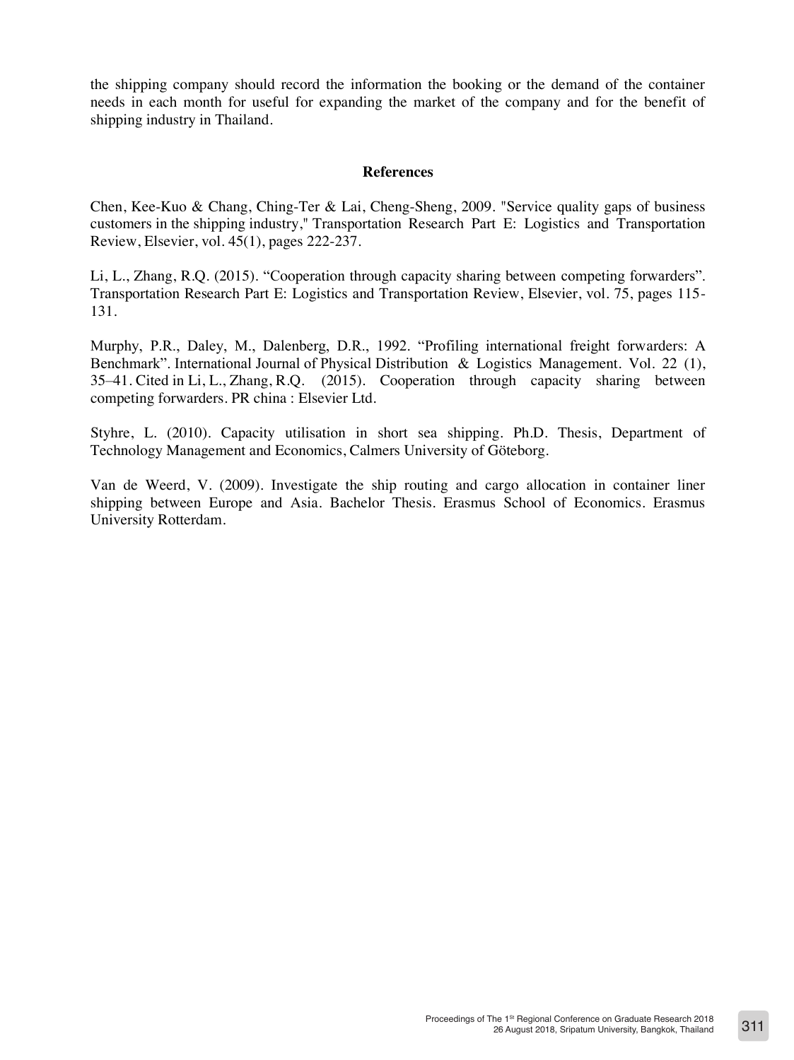the shipping company should record the information the booking or the demand of the container needs in each month for useful for expanding the market of the company and for the benefit of shipping industry in Thailand.

## References

Chen, Kee-Kuo & Chang, Ching-Ter & Lai, Cheng-Sheng, 2009. "Service quality gaps of business customers in the shipping industry," Transportation Research Part E: Logistics and Transportation Review, Elsevier, vol. 45(1), pages 222-237.

Li, L., Zhang, R.Q. (2015). "Cooperation through capacity sharing between competing forwarders". Transportation Research Part E: Logistics and Transportation Review, Elsevier, vol. 75, pages 115-131.

Murphy, P.R., Daley, M., Dalenberg, D.R., 1992. "Profiling international freight forwarders: A Benchmark". International Journal of Physical Distribution & Logistics Management. Vol. 22 (1), 35–41. Cited in Li, L., Zhang, R.Q. (2015). Cooperation through capacity sharing between competing forwarders. PR china : Elsevier Ltd.

Styhre, L. (2010). Capacity utilisation in short sea shipping. Ph.D. Thesis, Department of Technology Management and Economics, Calmers University of Göteborg.

Van de Weerd, V. (2009). Investigate the ship routing and cargo allocation in container liner shipping between Europe and Asia. Bachelor Thesis. Erasmus School of Economics. Erasmus University Rotterdam.